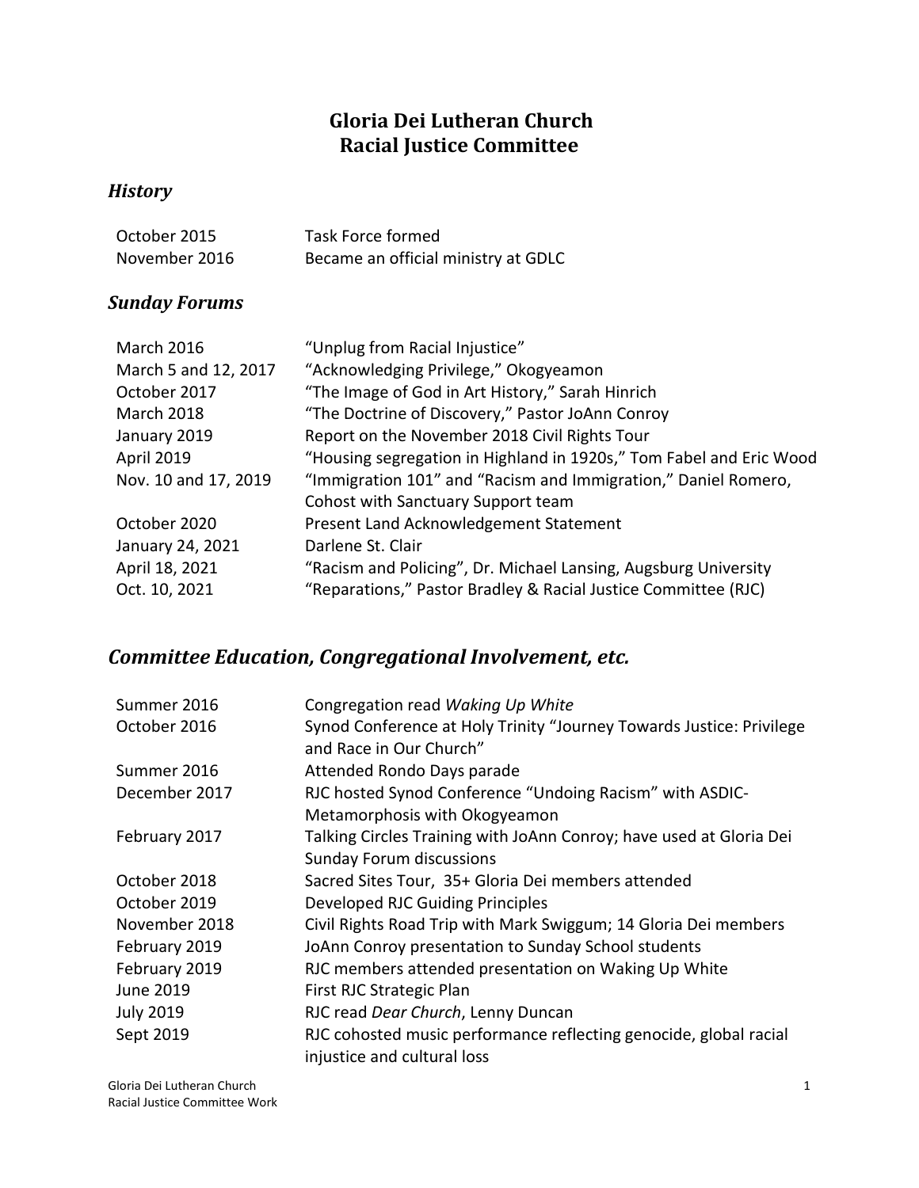# Gloria Dei Lutheran Church
# Racial Justice Committee

## *History*

| | |
|---|---|
| October 2015 | Task Force formed |
| November 2016 | Became an official ministry at GDLC |

## *Sunday Forums*

| | |
|---|---|
| March 2016 | "Unplug from Racial Injustice" |
| March 5 and 12, 2017 | "Acknowledging Privilege," Okogyeamon |
| October 2017 | "The Image of God in Art History," Sarah Hinrich |
| March 2018 | "The Doctrine of Discovery," Pastor JoAnn Conroy |
| January 2019 | Report on the November 2018 Civil Rights Tour |
| April 2019 | "Housing segregation in Highland in 1920s," Tom Fabel and Eric Wood |
| Nov. 10 and 17, 2019 | "Immigration 101" and "Racism and Immigration," Daniel Romero, Cohost with Sanctuary Support team |
| October 2020 | Present Land Acknowledgement Statement |
| January 24, 2021 | Darlene St. Clair |
| April 18, 2021 | "Racism and Policing", Dr. Michael Lansing, Augsburg University |
| Oct. 10, 2021 | "Reparations," Pastor Bradley & Racial Justice Committee (RJC) |

## *Committee Education, Congregational Involvement, etc.*

| | |
|---|---|
| Summer 2016 | Congregation read *Waking Up White* |
| October 2016 | Synod Conference at Holy Trinity "Journey Towards Justice: Privilege and Race in Our Church" |
| Summer 2016 | Attended Rondo Days parade |
| December 2017 | RJC hosted Synod Conference "Undoing Racism" with ASDIC-Metamorphosis with Okogyeamon |
| February 2017 | Talking Circles Training with JoAnn Conroy; have used at Gloria Dei Sunday Forum discussions |
| October 2018 | Sacred Sites Tour, 35+ Gloria Dei members attended |
| October 2019 | Developed RJC Guiding Principles |
| November 2018 | Civil Rights Road Trip with Mark Swiggum; 14 Gloria Dei members |
| February 2019 | JoAnn Conroy presentation to Sunday School students |
| February 2019 | RJC members attended presentation on Waking Up White |
| June 2019 | First RJC Strategic Plan |
| July 2019 | RJC read *Dear Church*, Lenny Duncan |
| Sept 2019 | RJC cohosted music performance reflecting genocide, global racial injustice and cultural loss |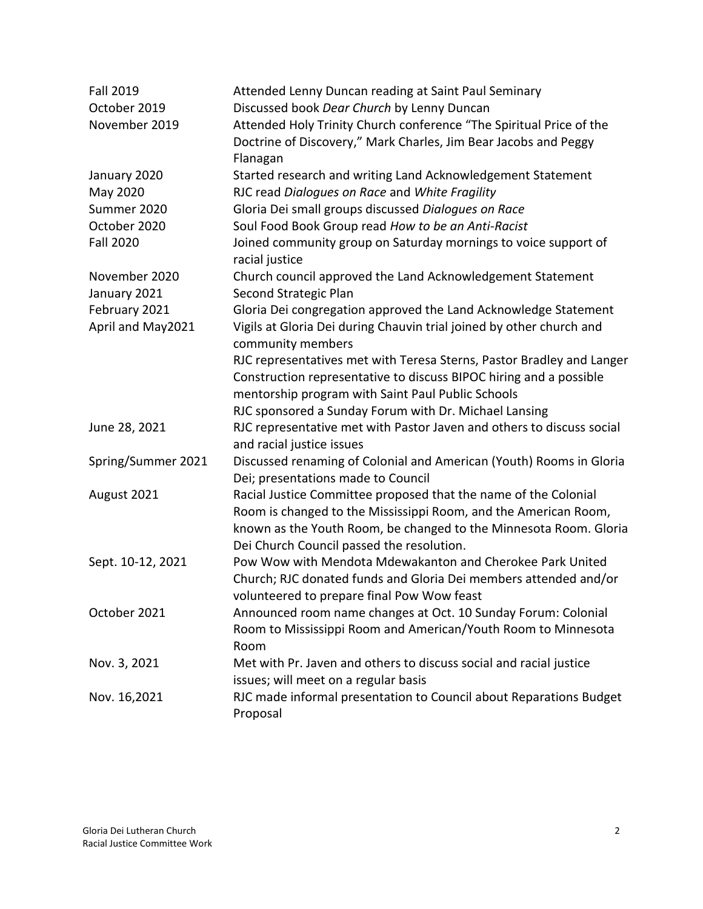| | |
|---|---|
| Fall 2019 | Attended Lenny Duncan reading at Saint Paul Seminary |
| October 2019 | Discussed book *Dear Church* by Lenny Duncan |
| November 2019 | Attended Holy Trinity Church conference "The Spiritual Price of the Doctrine of Discovery," Mark Charles, Jim Bear Jacobs and Peggy Flanagan |
| January 2020 | Started research and writing Land Acknowledgement Statement |
| May 2020 | RJC read *Dialogues on Race* and *White Fragility* |
| Summer 2020 | Gloria Dei small groups discussed *Dialogues on Race* |
| October 2020 | Soul Food Book Group read *How to be an Anti-Racist* |
| Fall 2020 | Joined community group on Saturday mornings to voice support of racial justice |
| November 2020 | Church council approved the Land Acknowledgement Statement |
| January 2021 | Second Strategic Plan |
| February 2021 | Gloria Dei congregation approved the Land Acknowledge Statement |
| April and May2021 | Vigils at Gloria Dei during Chauvin trial joined by other church and community members<br>RJC representatives met with Teresa Sterns, Pastor Bradley and Langer Construction representative to discuss BIPOC hiring and a possible mentorship program with Saint Paul Public Schools<br>RJC sponsored a Sunday Forum with Dr. Michael Lansing |
| June 28, 2021 | RJC representative met with Pastor Javen and others to discuss social and racial justice issues |
| Spring/Summer 2021 | Discussed renaming of Colonial and American (Youth) Rooms in Gloria Dei; presentations made to Council |
| August 2021 | Racial Justice Committee proposed that the name of the Colonial Room is changed to the Mississippi Room, and the American Room, known as the Youth Room, be changed to the Minnesota Room. Gloria Dei Church Council passed the resolution. |
| Sept. 10-12, 2021 | Pow Wow with Mendota Mdewakanton and Cherokee Park United Church; RJC donated funds and Gloria Dei members attended and/or volunteered to prepare final Pow Wow feast |
| October 2021 | Announced room name changes at Oct. 10 Sunday Forum: Colonial Room to Mississippi Room and American/Youth Room to Minnesota Room |
| Nov. 3, 2021 | Met with Pr. Javen and others to discuss social and racial justice issues; will meet on a regular basis |
| Nov. 16,2021 | RJC made informal presentation to Council about Reparations Budget Proposal |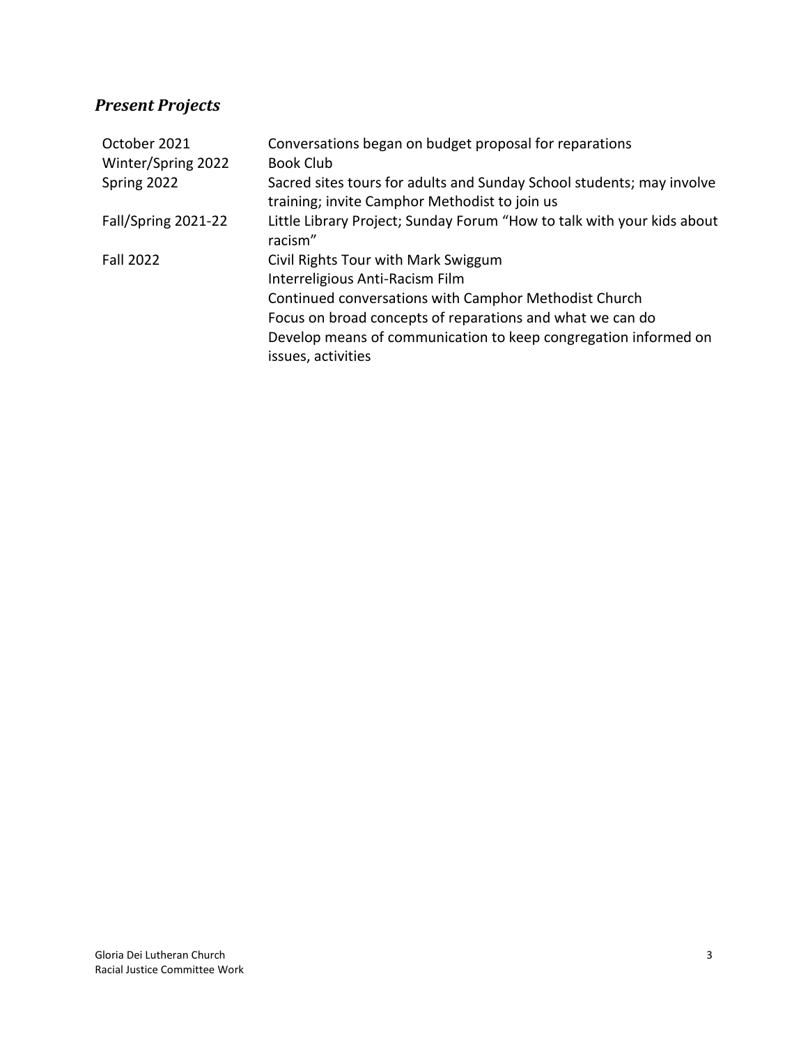## *Present Projects*

| | |
|---|---|
| October 2021 | Conversations began on budget proposal for reparations |
| Winter/Spring 2022 | Book Club |
| Spring 2022 | Sacred sites tours for adults and Sunday School students; may involve training; invite Camphor Methodist to join us |
| Fall/Spring 2021-22 | Little Library Project; Sunday Forum “How to talk with your kids about racism” |
| Fall 2022 | Civil Rights Tour with Mark Swiggum |
| | Interreligious Anti-Racism Film |
| | Continued conversations with Camphor Methodist Church |
| | Focus on broad concepts of reparations and what we can do |
| | Develop means of communication to keep congregation informed on issues, activities |